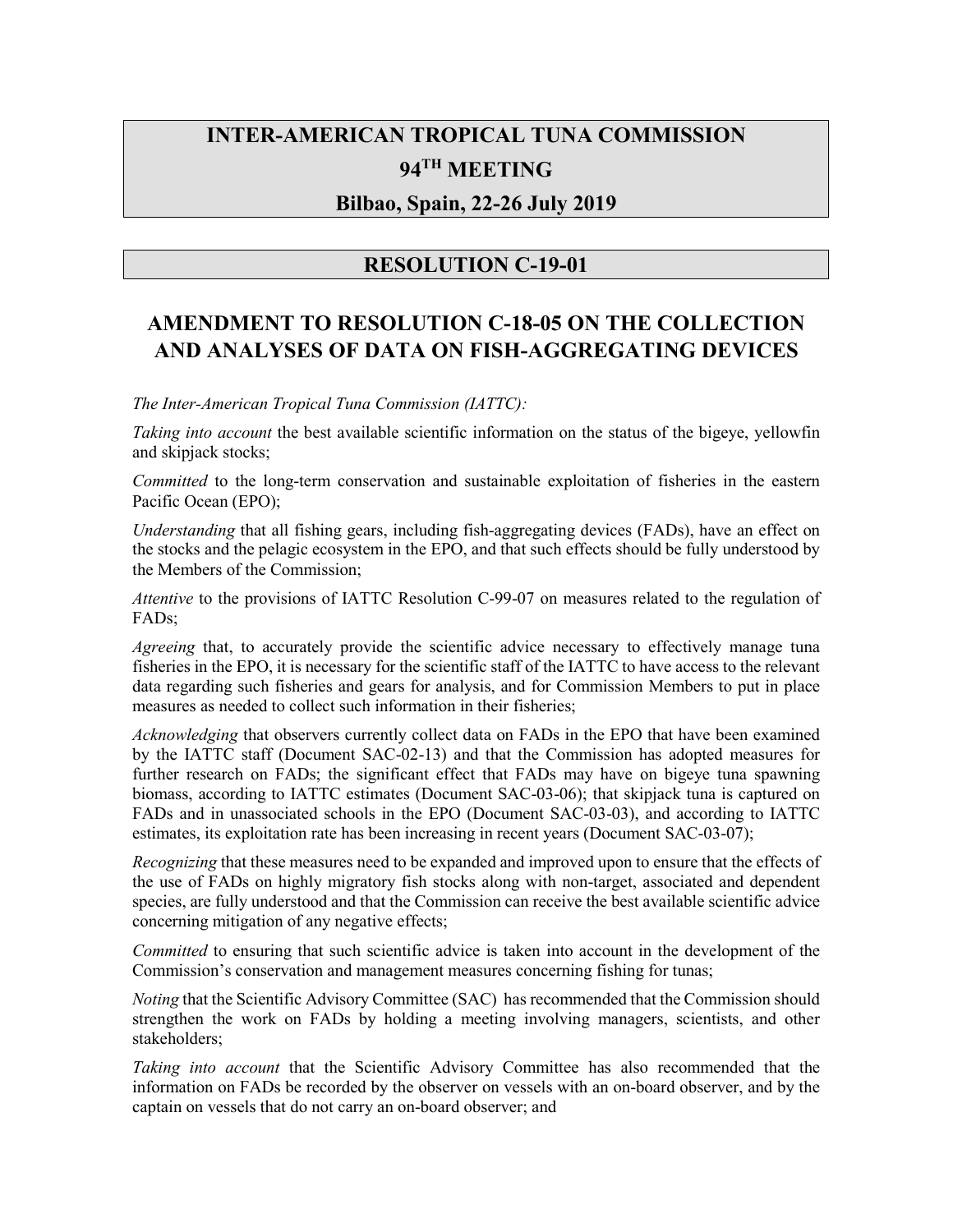# INTER-AMERICAN TROPICAL TUNA COMMISSION
# 94TH MEETING
## Bilbao, Spain, 22-26 July 2019

## RESOLUTION C-19-01

# AMENDMENT TO RESOLUTION C-18-05 ON THE COLLECTION AND ANALYSES OF DATA ON FISH-AGGREGATING DEVICES

*The Inter-American Tropical Tuna Commission (IATTC):*

*Taking into account* the best available scientific information on the status of the bigeye, yellowfin and skipjack stocks;

*Committed* to the long-term conservation and sustainable exploitation of fisheries in the eastern Pacific Ocean (EPO);

*Understanding* that all fishing gears, including fish-aggregating devices (FADs), have an effect on the stocks and the pelagic ecosystem in the EPO, and that such effects should be fully understood by the Members of the Commission;

*Attentive* to the provisions of IATTC Resolution C-99-07 on measures related to the regulation of FADs;

*Agreeing* that, to accurately provide the scientific advice necessary to effectively manage tuna fisheries in the EPO, it is necessary for the scientific staff of the IATTC to have access to the relevant data regarding such fisheries and gears for analysis, and for Commission Members to put in place measures as needed to collect such information in their fisheries;

*Acknowledging* that observers currently collect data on FADs in the EPO that have been examined by the IATTC staff (Document SAC-02-13) and that the Commission has adopted measures for further research on FADs; the significant effect that FADs may have on bigeye tuna spawning biomass, according to IATTC estimates (Document SAC-03-06); that skipjack tuna is captured on FADs and in unassociated schools in the EPO (Document SAC-03-03), and according to IATTC estimates, its exploitation rate has been increasing in recent years (Document SAC-03-07);

*Recognizing* that these measures need to be expanded and improved upon to ensure that the effects of the use of FADs on highly migratory fish stocks along with non-target, associated and dependent species, are fully understood and that the Commission can receive the best available scientific advice concerning mitigation of any negative effects;

*Committed* to ensuring that such scientific advice is taken into account in the development of the Commission's conservation and management measures concerning fishing for tunas;

*Noting* that the Scientific Advisory Committee (SAC) has recommended that the Commission should strengthen the work on FADs by holding a meeting involving managers, scientists, and other stakeholders;

*Taking into account* that the Scientific Advisory Committee has also recommended that the information on FADs be recorded by the observer on vessels with an on-board observer, and by the captain on vessels that do not carry an on-board observer; and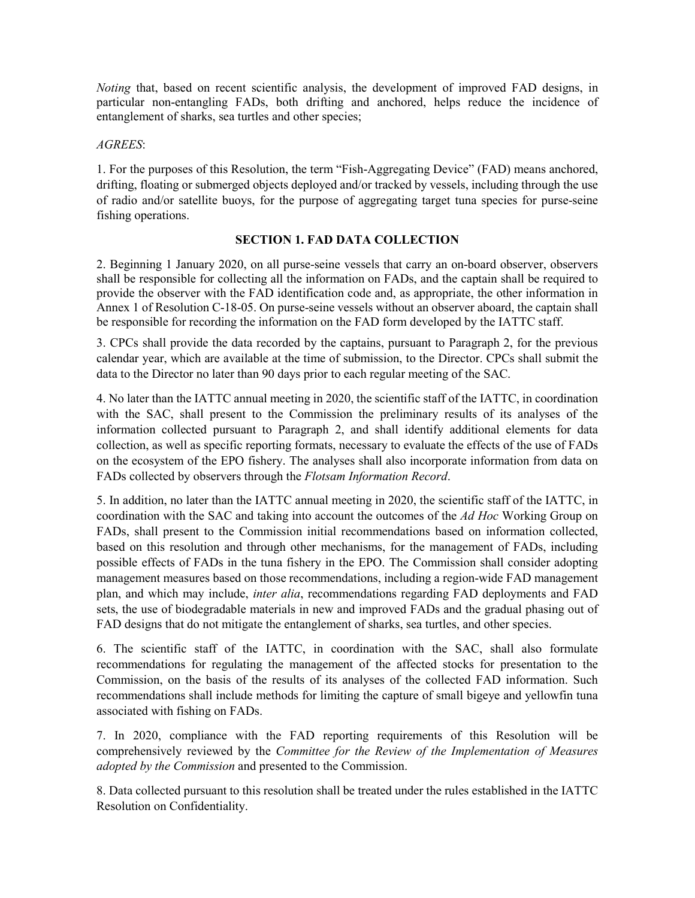*Noting* that, based on recent scientific analysis, the development of improved FAD designs, in particular non-entangling FADs, both drifting and anchored, helps reduce the incidence of entanglement of sharks, sea turtles and other species;

*AGREES*:

1. For the purposes of this Resolution, the term "Fish-Aggregating Device" (FAD) means anchored, drifting, floating or submerged objects deployed and/or tracked by vessels, including through the use of radio and/or satellite buoys, for the purpose of aggregating target tuna species for purse-seine fishing operations.

## SECTION 1. FAD DATA COLLECTION

2. Beginning 1 January 2020, on all purse-seine vessels that carry an on-board observer, observers shall be responsible for collecting all the information on FADs, and the captain shall be required to provide the observer with the FAD identification code and, as appropriate, the other information in Annex 1 of Resolution C-18-05. On purse-seine vessels without an observer aboard, the captain shall be responsible for recording the information on the FAD form developed by the IATTC staff.

3. CPCs shall provide the data recorded by the captains, pursuant to Paragraph 2, for the previous calendar year, which are available at the time of submission, to the Director. CPCs shall submit the data to the Director no later than 90 days prior to each regular meeting of the SAC.

4. No later than the IATTC annual meeting in 2020, the scientific staff of the IATTC, in coordination with the SAC, shall present to the Commission the preliminary results of its analyses of the information collected pursuant to Paragraph 2, and shall identify additional elements for data collection, as well as specific reporting formats, necessary to evaluate the effects of the use of FADs on the ecosystem of the EPO fishery. The analyses shall also incorporate information from data on FADs collected by observers through the *Flotsam Information Record*.

5. In addition, no later than the IATTC annual meeting in 2020, the scientific staff of the IATTC, in coordination with the SAC and taking into account the outcomes of the *Ad Hoc* Working Group on FADs, shall present to the Commission initial recommendations based on information collected, based on this resolution and through other mechanisms, for the management of FADs, including possible effects of FADs in the tuna fishery in the EPO. The Commission shall consider adopting management measures based on those recommendations, including a region-wide FAD management plan, and which may include, *inter alia*, recommendations regarding FAD deployments and FAD sets, the use of biodegradable materials in new and improved FADs and the gradual phasing out of FAD designs that do not mitigate the entanglement of sharks, sea turtles, and other species.

6. The scientific staff of the IATTC, in coordination with the SAC, shall also formulate recommendations for regulating the management of the affected stocks for presentation to the Commission, on the basis of the results of its analyses of the collected FAD information. Such recommendations shall include methods for limiting the capture of small bigeye and yellowfin tuna associated with fishing on FADs.

7. In 2020, compliance with the FAD reporting requirements of this Resolution will be comprehensively reviewed by the *Committee for the Review of the Implementation of Measures adopted by the Commission* and presented to the Commission.

8. Data collected pursuant to this resolution shall be treated under the rules established in the IATTC Resolution on Confidentiality.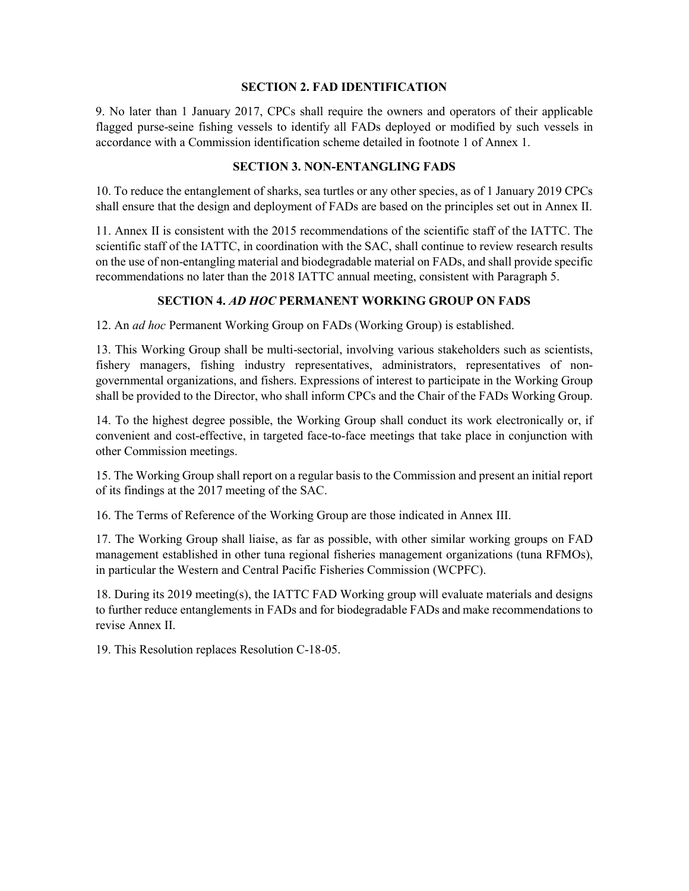## SECTION 2. FAD IDENTIFICATION

9. No later than 1 January 2017, CPCs shall require the owners and operators of their applicable flagged purse-seine fishing vessels to identify all FADs deployed or modified by such vessels in accordance with a Commission identification scheme detailed in footnote 1 of Annex 1.

## SECTION 3. NON-ENTANGLING FADS

10. To reduce the entanglement of sharks, sea turtles or any other species, as of 1 January 2019 CPCs shall ensure that the design and deployment of FADs are based on the principles set out in Annex II.

11. Annex II is consistent with the 2015 recommendations of the scientific staff of the IATTC. The scientific staff of the IATTC, in coordination with the SAC, shall continue to review research results on the use of non-entangling material and biodegradable material on FADs, and shall provide specific recommendations no later than the 2018 IATTC annual meeting, consistent with Paragraph 5.

## SECTION 4. *AD HOC* PERMANENT WORKING GROUP ON FADS

12. An *ad hoc* Permanent Working Group on FADs (Working Group) is established.

13. This Working Group shall be multi-sectorial, involving various stakeholders such as scientists, fishery managers, fishing industry representatives, administrators, representatives of non-governmental organizations, and fishers. Expressions of interest to participate in the Working Group shall be provided to the Director, who shall inform CPCs and the Chair of the FADs Working Group.

14. To the highest degree possible, the Working Group shall conduct its work electronically or, if convenient and cost-effective, in targeted face-to-face meetings that take place in conjunction with other Commission meetings.

15. The Working Group shall report on a regular basis to the Commission and present an initial report of its findings at the 2017 meeting of the SAC.

16. The Terms of Reference of the Working Group are those indicated in Annex III.

17. The Working Group shall liaise, as far as possible, with other similar working groups on FAD management established in other tuna regional fisheries management organizations (tuna RFMOs), in particular the Western and Central Pacific Fisheries Commission (WCPFC).

18. During its 2019 meeting(s), the IATTC FAD Working group will evaluate materials and designs to further reduce entanglements in FADs and for biodegradable FADs and make recommendations to revise Annex II.

19. This Resolution replaces Resolution C-18-05.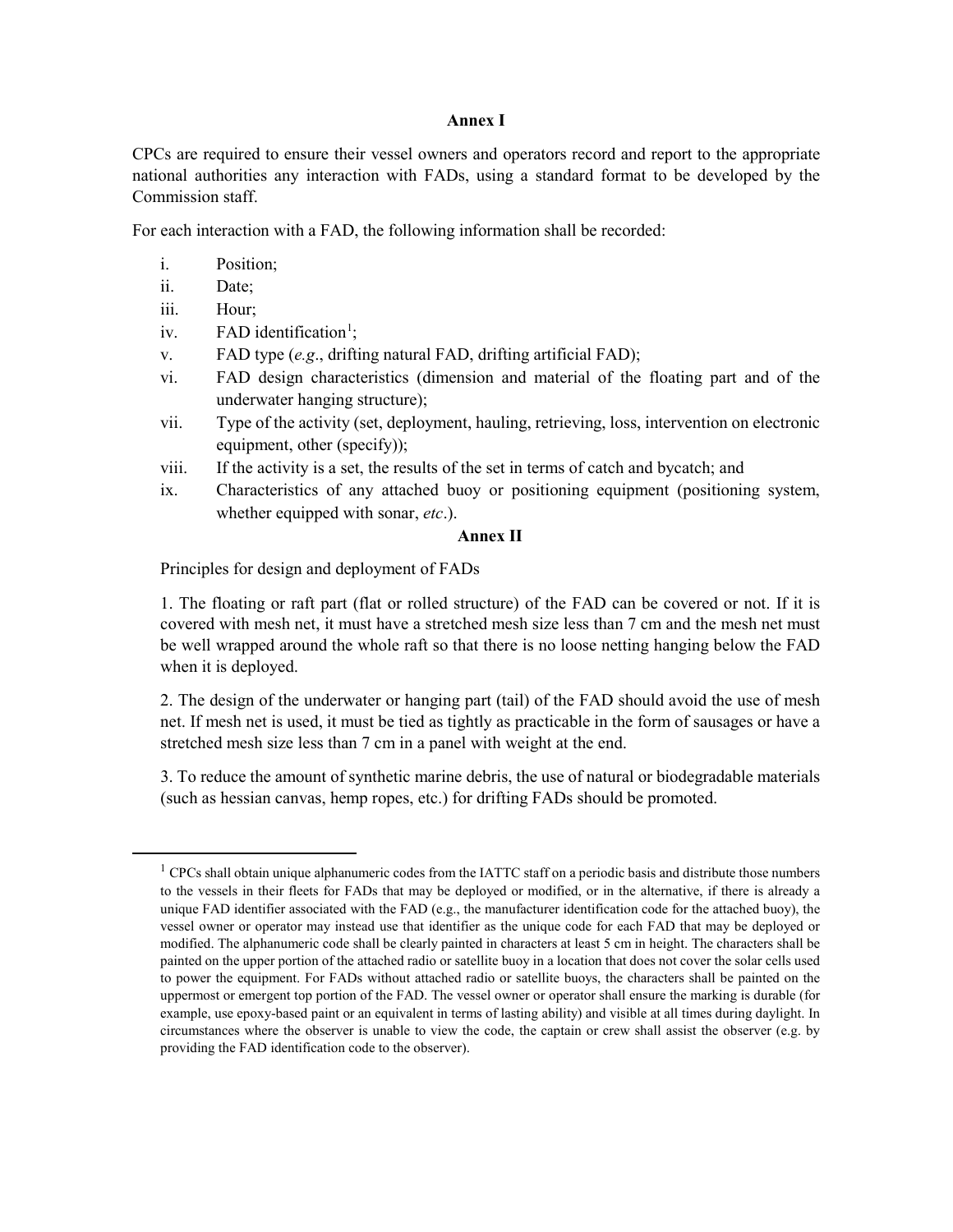## Annex I

CPCs are required to ensure their vessel owners and operators record and report to the appropriate national authorities any interaction with FADs, using a standard format to be developed by the Commission staff.

For each interaction with a FAD, the following information shall be recorded:

i. Position;
ii. Date;
iii. Hour;
iv. FAD identification[1];
v. FAD type (*e.g*., drifting natural FAD, drifting artificial FAD);
vi. FAD design characteristics (dimension and material of the floating part and of the underwater hanging structure);
vii. Type of the activity (set, deployment, hauling, retrieving, loss, intervention on electronic equipment, other (specify));
viii. If the activity is a set, the results of the set in terms of catch and bycatch; and
ix. Characteristics of any attached buoy or positioning equipment (positioning system, whether equipped with sonar, *etc*.).

## Annex II

Principles for design and deployment of FADs

1. The floating or raft part (flat or rolled structure) of the FAD can be covered or not. If it is covered with mesh net, it must have a stretched mesh size less than 7 cm and the mesh net must be well wrapped around the whole raft so that there is no loose netting hanging below the FAD when it is deployed.

2. The design of the underwater or hanging part (tail) of the FAD should avoid the use of mesh net. If mesh net is used, it must be tied as tightly as practicable in the form of sausages or have a stretched mesh size less than 7 cm in a panel with weight at the end.

3. To reduce the amount of synthetic marine debris, the use of natural or biodegradable materials (such as hessian canvas, hemp ropes, etc.) for drifting FADs should be promoted.

---

[1] CPCs shall obtain unique alphanumeric codes from the IATTC staff on a periodic basis and distribute those numbers to the vessels in their fleets for FADs that may be deployed or modified, or in the alternative, if there is already a unique FAD identifier associated with the FAD (e.g., the manufacturer identification code for the attached buoy), the vessel owner or operator may instead use that identifier as the unique code for each FAD that may be deployed or modified. The alphanumeric code shall be clearly painted in characters at least 5 cm in height. The characters shall be painted on the upper portion of the attached radio or satellite buoy in a location that does not cover the solar cells used to power the equipment. For FADs without attached radio or satellite buoys, the characters shall be painted on the uppermost or emergent top portion of the FAD. The vessel owner or operator shall ensure the marking is durable (for example, use epoxy-based paint or an equivalent in terms of lasting ability) and visible at all times during daylight. In circumstances where the observer is unable to view the code, the captain or crew shall assist the observer (e.g. by providing the FAD identification code to the observer).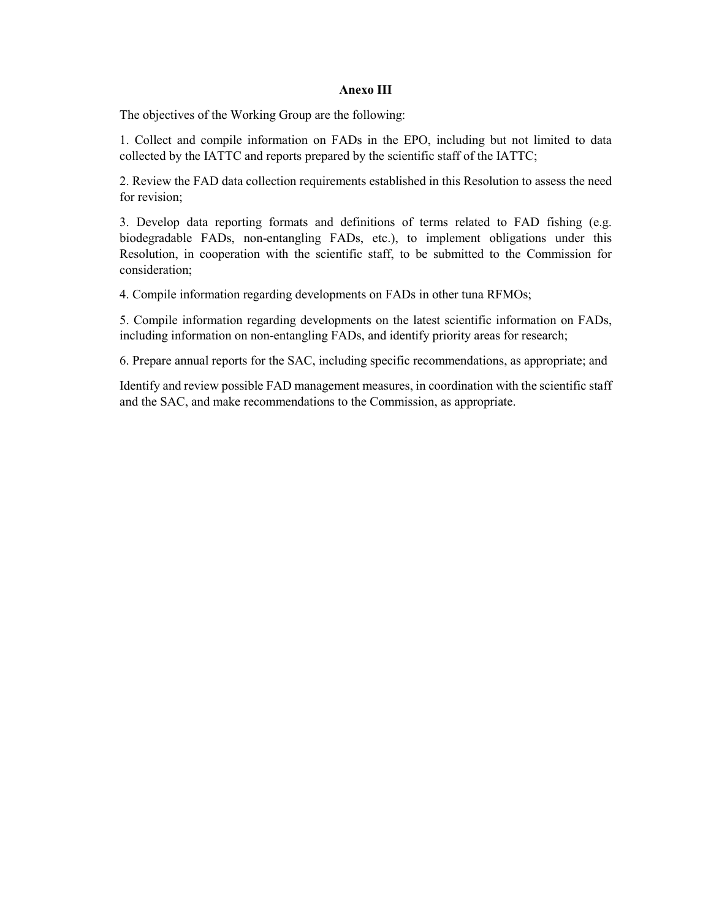## Anexo III

The objectives of the Working Group are the following:

1. Collect and compile information on FADs in the EPO, including but not limited to data collected by the IATTC and reports prepared by the scientific staff of the IATTC;

2. Review the FAD data collection requirements established in this Resolution to assess the need for revision;

3. Develop data reporting formats and definitions of terms related to FAD fishing (e.g. biodegradable FADs, non-entangling FADs, etc.), to implement obligations under this Resolution, in cooperation with the scientific staff, to be submitted to the Commission for consideration;

4. Compile information regarding developments on FADs in other tuna RFMOs;

5. Compile information regarding developments on the latest scientific information on FADs, including information on non-entangling FADs, and identify priority areas for research;

6. Prepare annual reports for the SAC, including specific recommendations, as appropriate; and

Identify and review possible FAD management measures, in coordination with the scientific staff and the SAC, and make recommendations to the Commission, as appropriate.